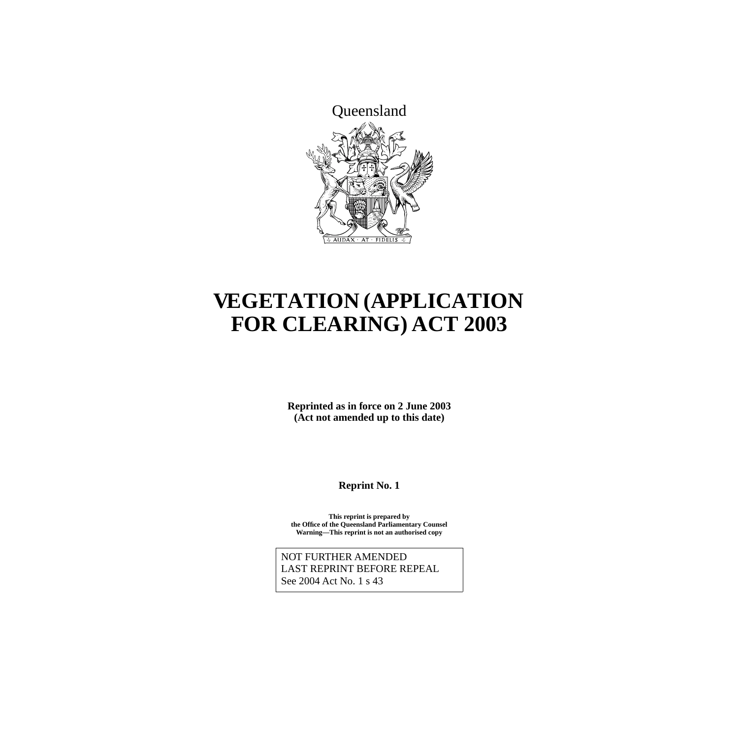Queensland

# VEGETATION (APPLICATION FOR CLEARING) ACT 2003

**Reprinted as in force on 2 June 2003**
**(Act not amended up to this date)**

**Reprint No. 1**

**This reprint is prepared by**
**the Office of the Queensland Parliamentary Counsel**
**Warning—This reprint is not an authorised copy**

NOT FURTHER AMENDED
LAST REPRINT BEFORE REPEAL
See 2004 Act No. 1 s 43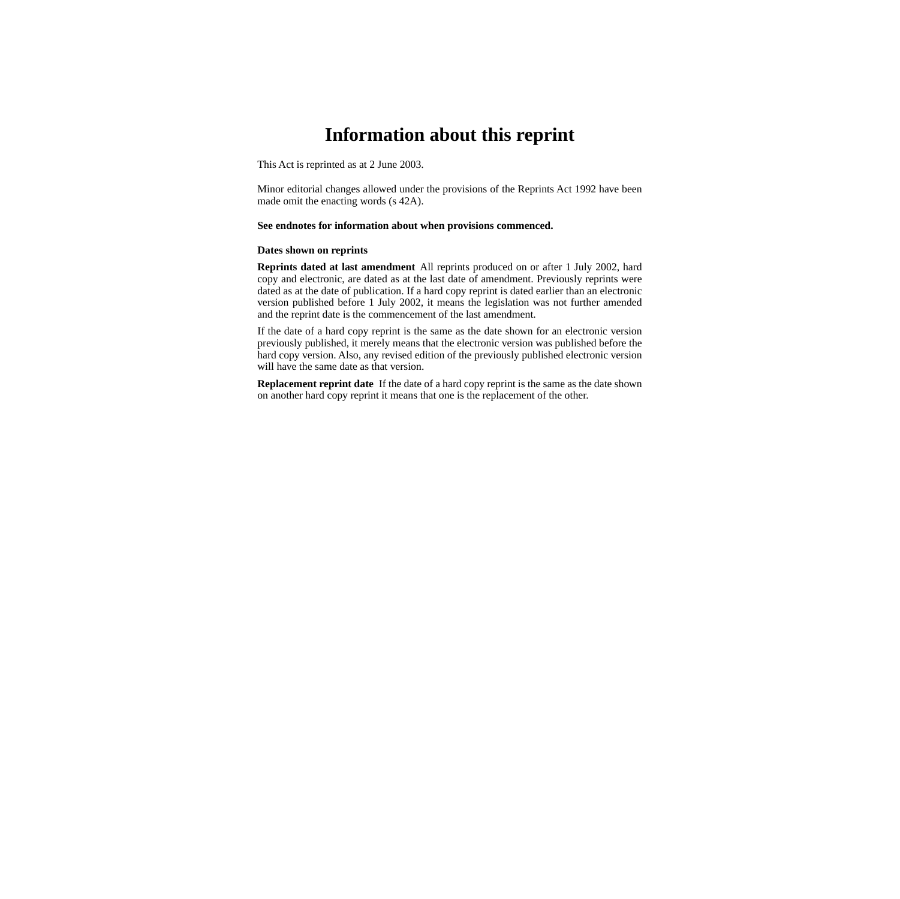# Information about this reprint

This Act is reprinted as at 2 June 2003.

Minor editorial changes allowed under the provisions of the Reprints Act 1992 have been made omit the enacting words (s 42A).

**See endnotes for information about when provisions commenced.**

**Dates shown on reprints**

**Reprints dated at last amendment** All reprints produced on or after 1 July 2002, hard copy and electronic, are dated as at the last date of amendment. Previously reprints were dated as at the date of publication. If a hard copy reprint is dated earlier than an electronic version published before 1 July 2002, it means the legislation was not further amended and the reprint date is the commencement of the last amendment.

If the date of a hard copy reprint is the same as the date shown for an electronic version previously published, it merely means that the electronic version was published before the hard copy version. Also, any revised edition of the previously published electronic version will have the same date as that version.

**Replacement reprint date** If the date of a hard copy reprint is the same as the date shown on another hard copy reprint it means that one is the replacement of the other.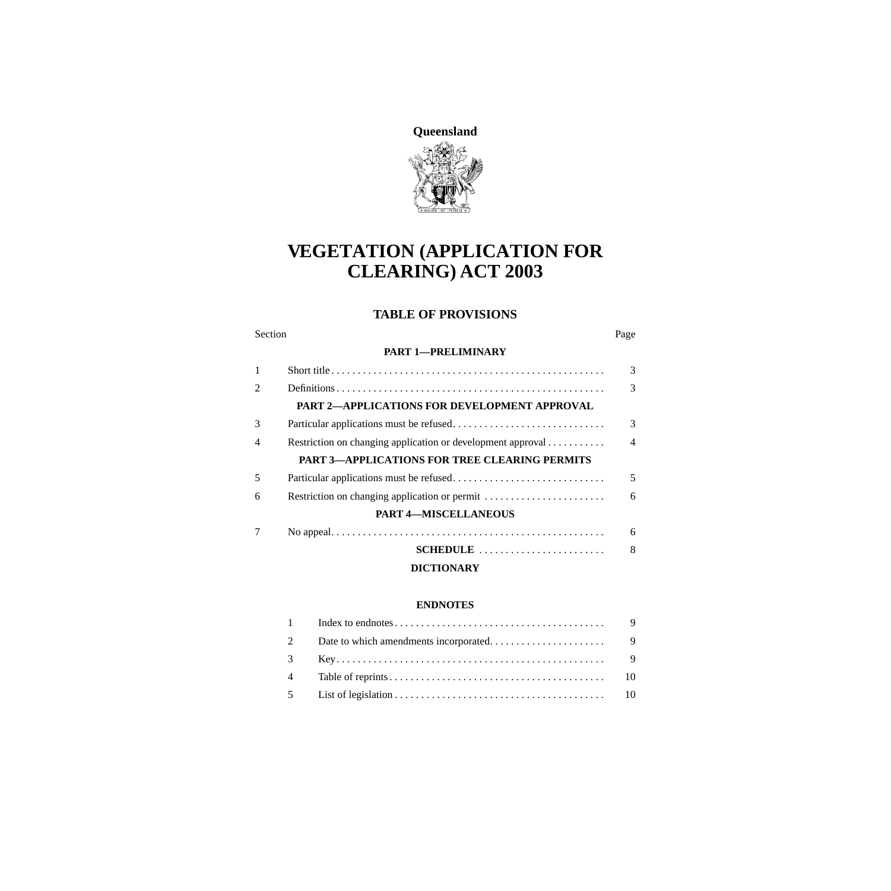**Queensland**

# VEGETATION (APPLICATION FOR CLEARING) ACT 2003

## TABLE OF PROVISIONS

| Section | | Page |
|---|---|---|
| | **PART 1—PRELIMINARY** | |
| 1 | Short title | 3 |
| 2 | Definitions | 3 |
| | **PART 2—APPLICATIONS FOR DEVELOPMENT APPROVAL** | |
| 3 | Particular applications must be refused | 3 |
| 4 | Restriction on changing application or development approval | 4 |
| | **PART 3—APPLICATIONS FOR TREE CLEARING PERMITS** | |
| 5 | Particular applications must be refused | 5 |
| 6 | Restriction on changing application or permit | 6 |
| | **PART 4—MISCELLANEOUS** | |
| 7 | No appeal | 6 |
| | **SCHEDULE** | 8 |
| | **DICTIONARY** | |

**ENDNOTES**

| | | |
|---|---|---|
| 1 | Index to endnotes | 9 |
| 2 | Date to which amendments incorporated | 9 |
| 3 | Key | 9 |
| 4 | Table of reprints | 10 |
| 5 | List of legislation | 10 |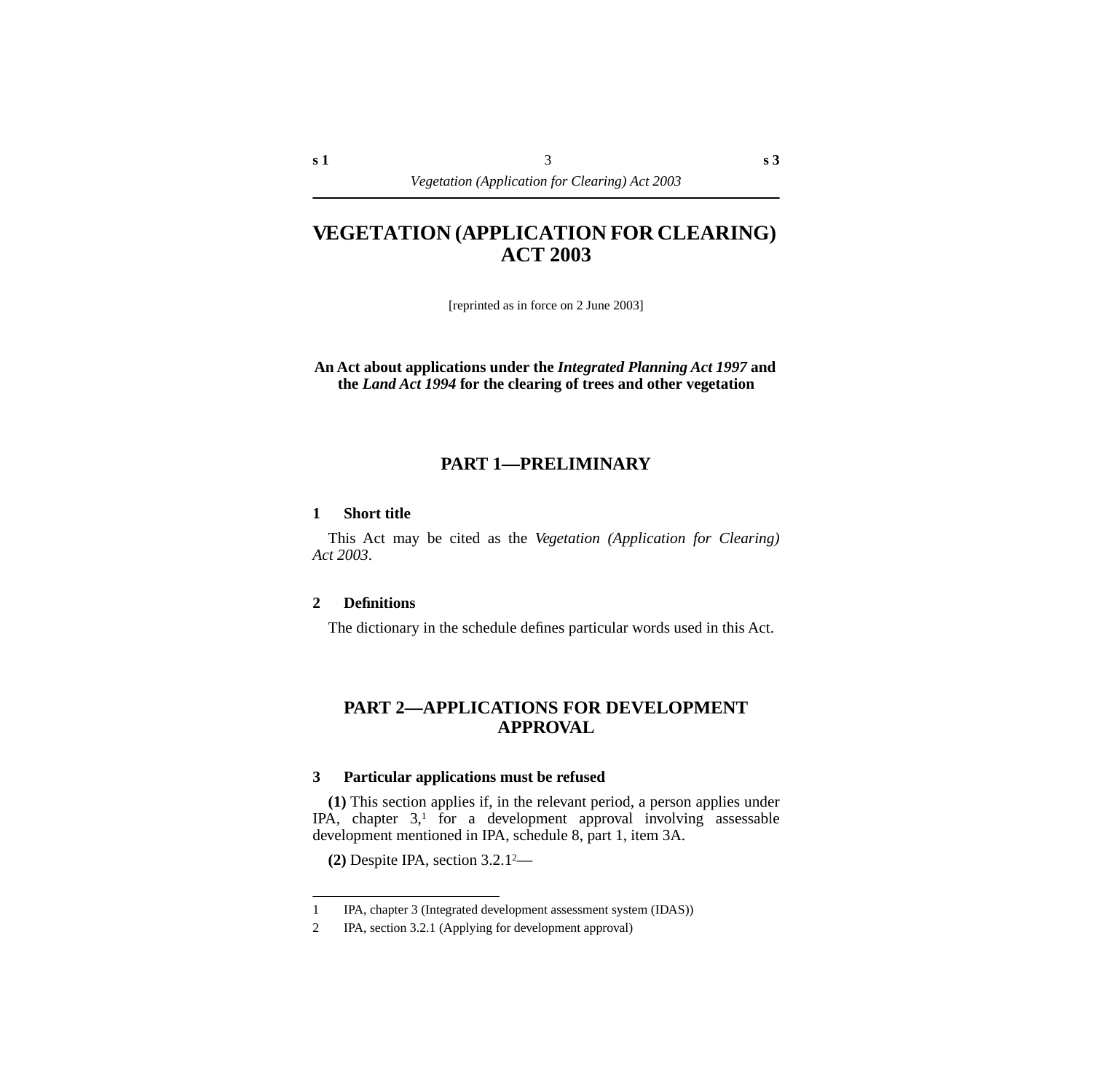# VEGETATION (APPLICATION FOR CLEARING) ACT 2003

[reprinted as in force on 2 June 2003]

**An Act about applications under the *Integrated Planning Act 1997* and the *Land Act 1994* for the clearing of trees and other vegetation**

## PART 1—PRELIMINARY

### 1 Short title

This Act may be cited as the *Vegetation (Application for Clearing) Act 2003*.

### 2 Definitions

The dictionary in the schedule defines particular words used in this Act.

## PART 2—APPLICATIONS FOR DEVELOPMENT APPROVAL

### 3 Particular applications must be refused

**(1)** This section applies if, in the relevant period, a person applies under IPA, chapter 3,[1] for a development approval involving assessable development mentioned in IPA, schedule 8, part 1, item 3A.

**(2)** Despite IPA, section 3.2.1[2]—

---

1 IPA, chapter 3 (Integrated development assessment system (IDAS))

2 IPA, section 3.2.1 (Applying for development approval)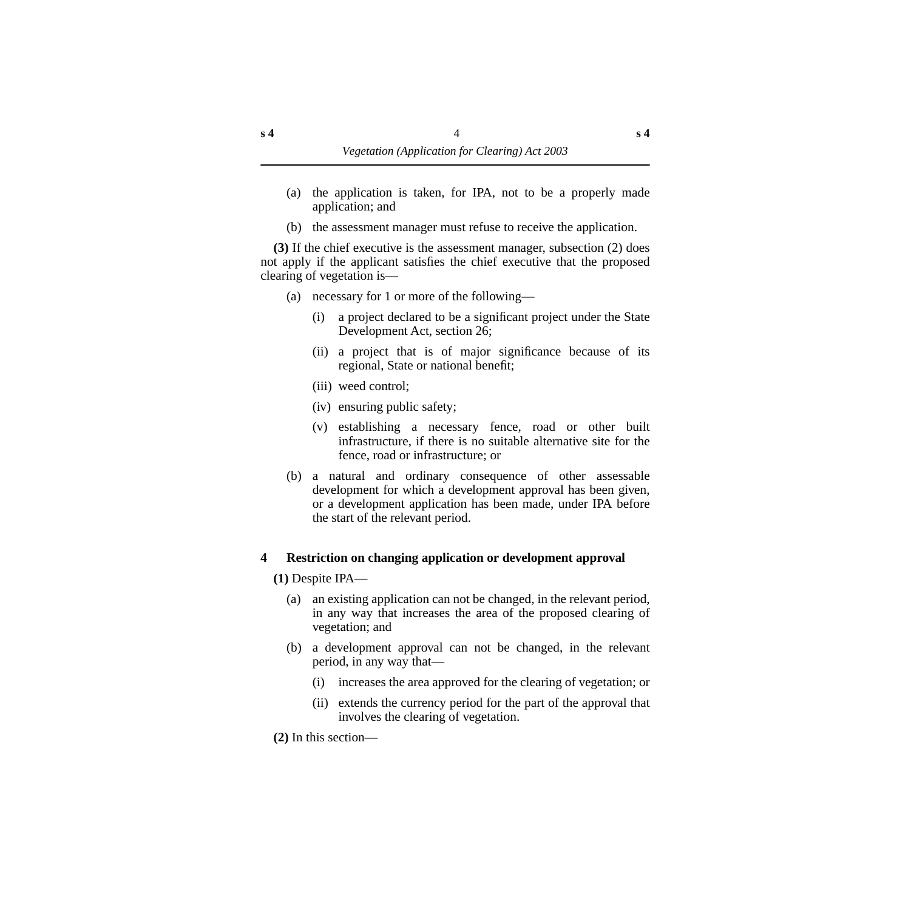(a) the application is taken, for IPA, not to be a properly made application; and

(b) the assessment manager must refuse to receive the application.

**(3)** If the chief executive is the assessment manager, subsection (2) does not apply if the applicant satisfies the chief executive that the proposed clearing of vegetation is—

(a) necessary for 1 or more of the following—

  (i) a project declared to be a significant project under the State Development Act, section 26;

  (ii) a project that is of major significance because of its regional, State or national benefit;

  (iii) weed control;

  (iv) ensuring public safety;

  (v) establishing a necessary fence, road or other built infrastructure, if there is no suitable alternative site for the fence, road or infrastructure; or

(b) a natural and ordinary consequence of other assessable development for which a development approval has been given, or a development application has been made, under IPA before the start of the relevant period.

### 4 Restriction on changing application or development approval

**(1)** Despite IPA—

(a) an existing application can not be changed, in the relevant period, in any way that increases the area of the proposed clearing of vegetation; and

(b) a development approval can not be changed, in the relevant period, in any way that—

  (i) increases the area approved for the clearing of vegetation; or

  (ii) extends the currency period for the part of the approval that involves the clearing of vegetation.

**(2)** In this section—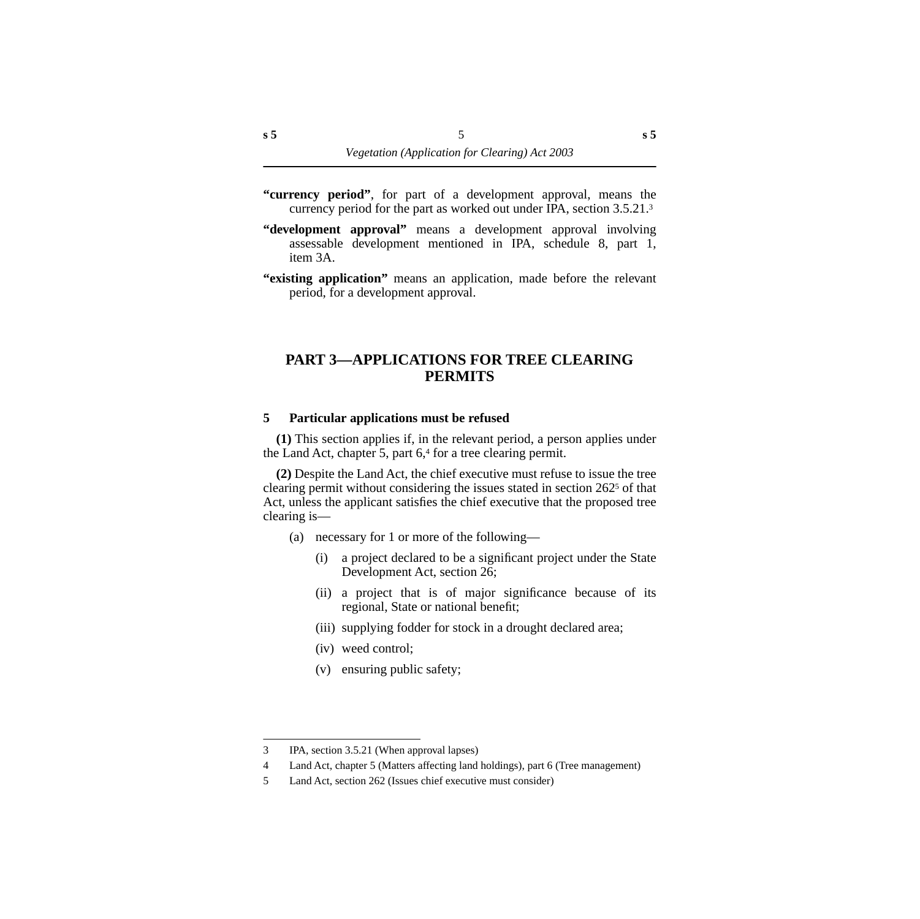**"currency period"**, for part of a development approval, means the currency period for the part as worked out under IPA, section 3.5.21.[3]

**"development approval"** means a development approval involving assessable development mentioned in IPA, schedule 8, part 1, item 3A.

**"existing application"** means an application, made before the relevant period, for a development approval.

## PART 3—APPLICATIONS FOR TREE CLEARING PERMITS

### 5 Particular applications must be refused

**(1)** This section applies if, in the relevant period, a person applies under the Land Act, chapter 5, part 6,[4] for a tree clearing permit.

**(2)** Despite the Land Act, the chief executive must refuse to issue the tree clearing permit without considering the issues stated in section 262[5] of that Act, unless the applicant satisfies the chief executive that the proposed tree clearing is—

- (a) necessary for 1 or more of the following—
  - (i) a project declared to be a significant project under the State Development Act, section 26;
  - (ii) a project that is of major significance because of its regional, State or national benefit;
  - (iii) supplying fodder for stock in a drought declared area;
  - (iv) weed control;
  - (v) ensuring public safety;

---

3 IPA, section 3.5.21 (When approval lapses)

4 Land Act, chapter 5 (Matters affecting land holdings), part 6 (Tree management)

5 Land Act, section 262 (Issues chief executive must consider)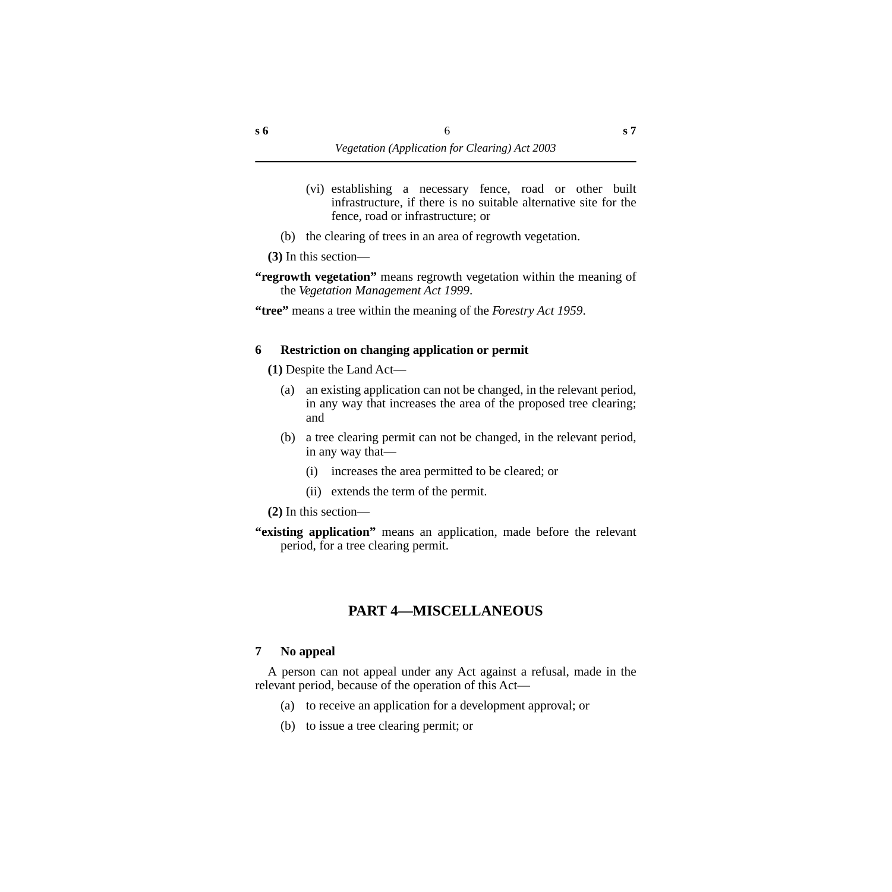(vi) establishing a necessary fence, road or other built infrastructure, if there is no suitable alternative site for the fence, road or infrastructure; or

(b) the clearing of trees in an area of regrowth vegetation.

**(3)** In this section—

**"regrowth vegetation"** means regrowth vegetation within the meaning of the *Vegetation Management Act 1999*.

**"tree"** means a tree within the meaning of the *Forestry Act 1959*.

### 6 Restriction on changing application or permit

**(1)** Despite the Land Act—

(a) an existing application can not be changed, in the relevant period, in any way that increases the area of the proposed tree clearing; and

(b) a tree clearing permit can not be changed, in the relevant period, in any way that—

(i) increases the area permitted to be cleared; or

(ii) extends the term of the permit.

**(2)** In this section—

**"existing application"** means an application, made before the relevant period, for a tree clearing permit.

## PART 4—MISCELLANEOUS

### 7 No appeal

A person can not appeal under any Act against a refusal, made in the relevant period, because of the operation of this Act—

(a) to receive an application for a development approval; or

(b) to issue a tree clearing permit; or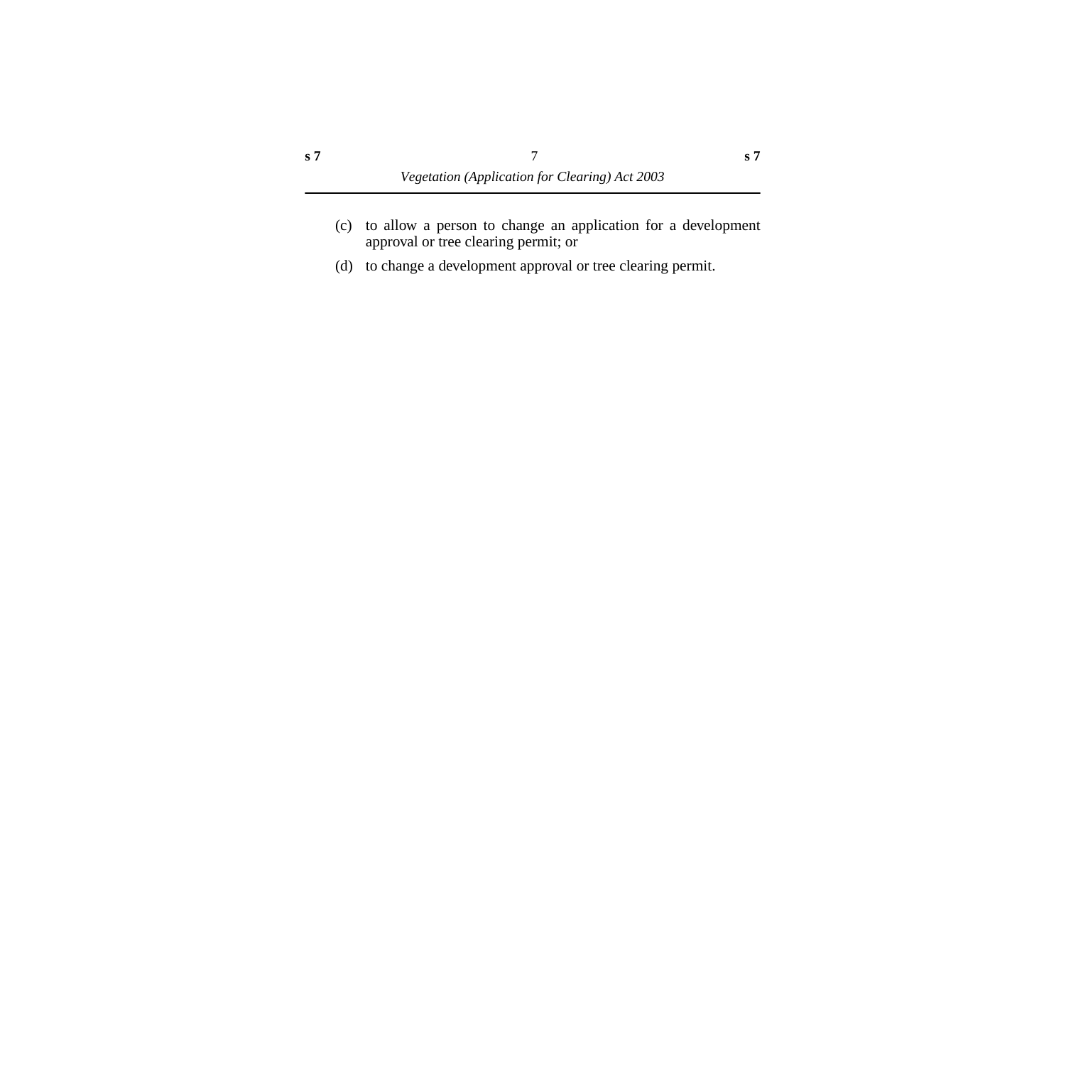(c) to allow a person to change an application for a development approval or tree clearing permit; or

(d) to change a development approval or tree clearing permit.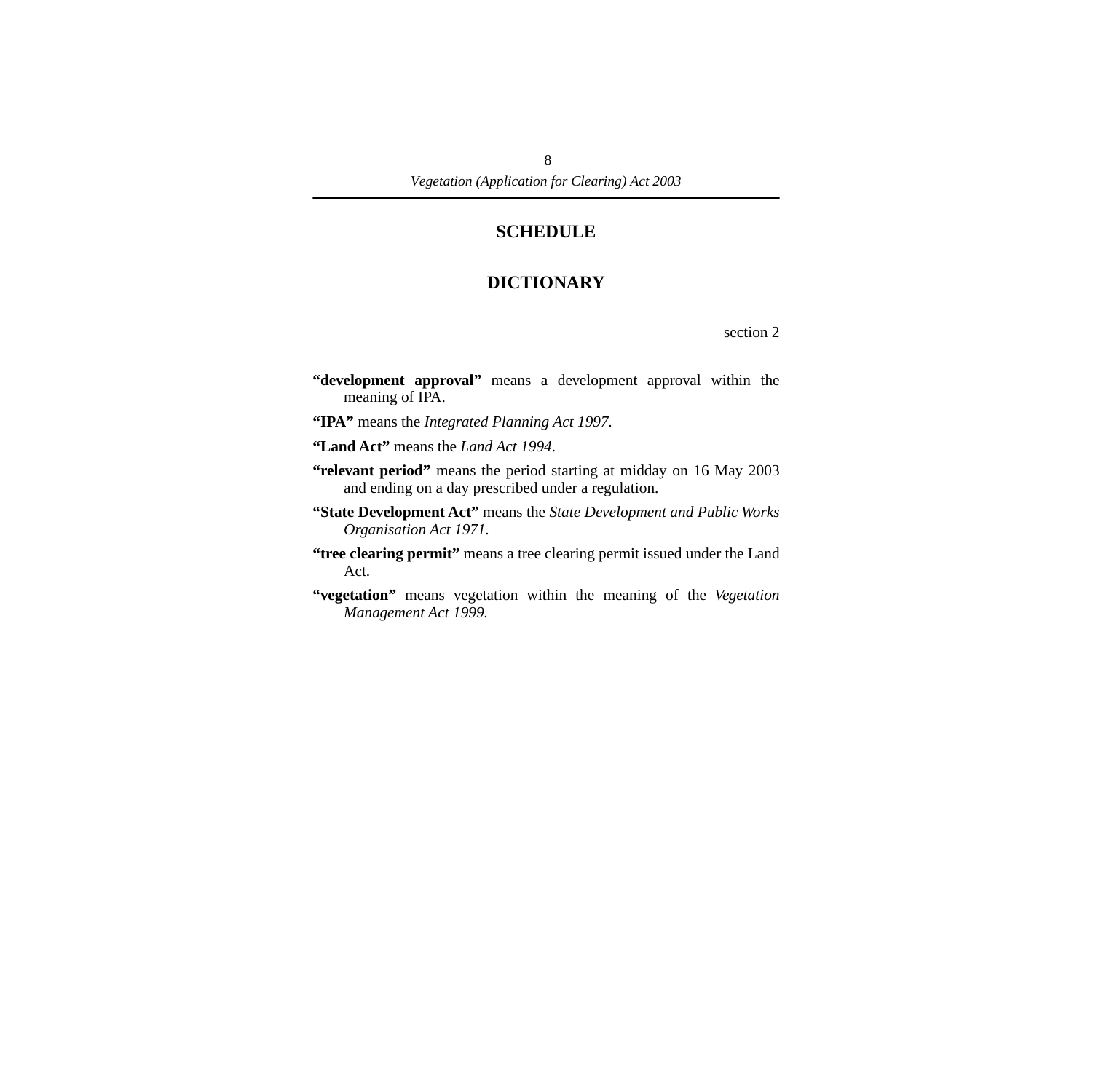## SCHEDULE

## DICTIONARY

section 2

**"development approval"** means a development approval within the meaning of IPA.

**"IPA"** means the *Integrated Planning Act 1997*.

**"Land Act"** means the *Land Act 1994*.

**"relevant period"** means the period starting at midday on 16 May 2003 and ending on a day prescribed under a regulation.

**"State Development Act"** means the *State Development and Public Works Organisation Act 1971*.

**"tree clearing permit"** means a tree clearing permit issued under the Land Act.

**"vegetation"** means vegetation within the meaning of the *Vegetation Management Act 1999*.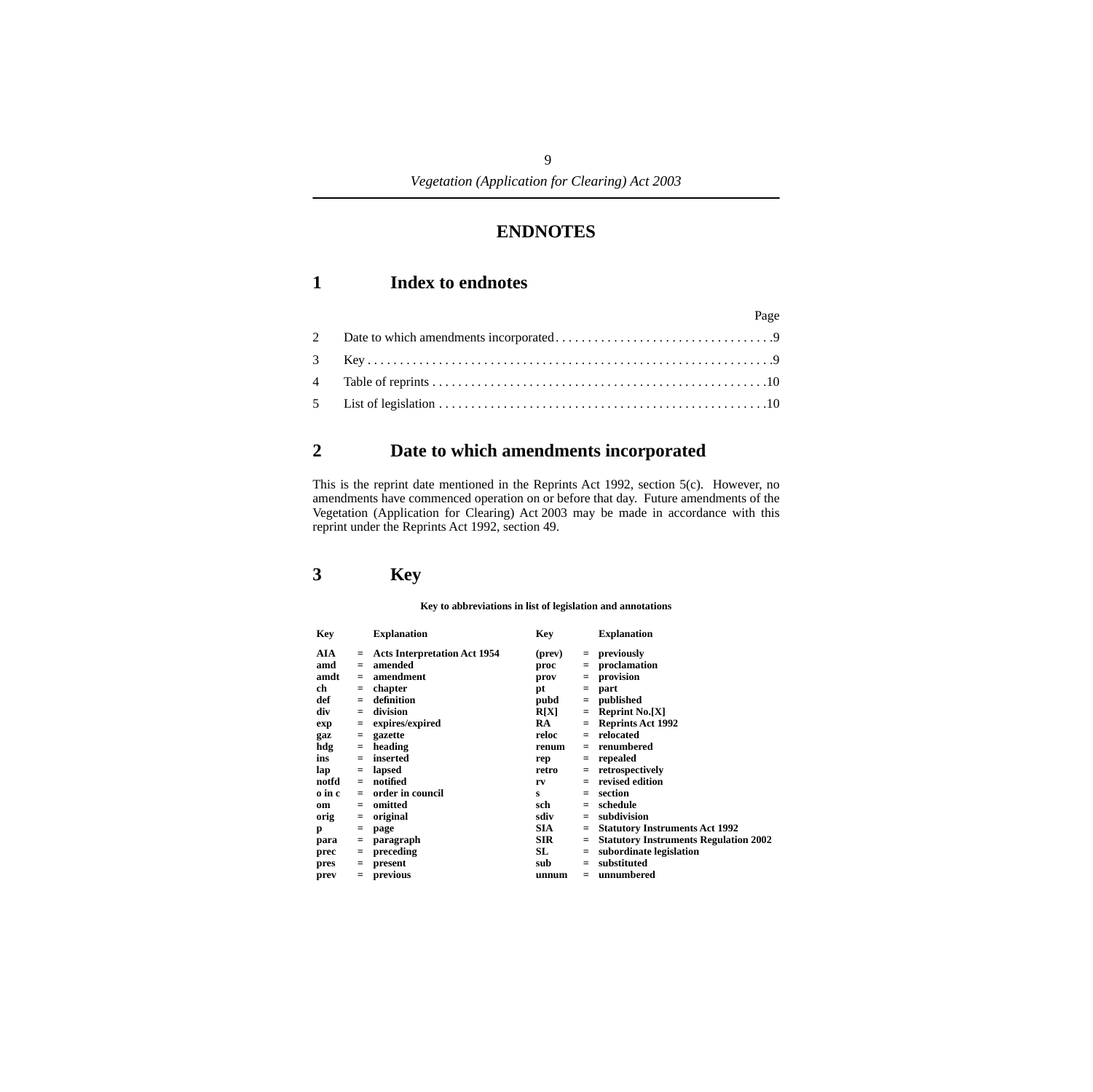# ENDNOTES

## 1 Index to endnotes

| | | Page |
|---|---|---|
| 2 | Date to which amendments incorporated | 9 |
| 3 | Key | 9 |
| 4 | Table of reprints | 10 |
| 5 | List of legislation | 10 |

## 2 Date to which amendments incorporated

This is the reprint date mentioned in the Reprints Act 1992, section 5(c). However, no amendments have commenced operation on or before that day. Future amendments of the Vegetation (Application for Clearing) Act 2003 may be made in accordance with this reprint under the Reprints Act 1992, section 49.

## 3 Key

**Key to abbreviations in list of legislation and annotations**

| Key | | Explanation | Key | | Explanation |
|---|---|---|---|---|---|
| AIA | = | Acts Interpretation Act 1954 | (prev) | = | previously |
| amd | = | amended | proc | = | proclamation |
| amdt | = | amendment | prov | = | provision |
| ch | = | chapter | pt | = | part |
| def | = | definition | pubd | = | published |
| div | = | division | R[X] | = | Reprint No.[X] |
| exp | = | expires/expired | RA | = | Reprints Act 1992 |
| gaz | = | gazette | reloc | = | relocated |
| hdg | = | heading | renum | = | renumbered |
| ins | = | inserted | rep | = | repealed |
| lap | = | lapsed | retro | = | retrospectively |
| notfd | = | notified | rv | = | revised edition |
| o in c | = | order in council | s | = | section |
| om | = | omitted | sch | = | schedule |
| orig | = | original | sdiv | = | subdivision |
| p | = | page | SIA | = | Statutory Instruments Act 1992 |
| para | = | paragraph | SIR | = | Statutory Instruments Regulation 2002 |
| prec | = | preceding | SL | = | subordinate legislation |
| pres | = | present | sub | = | substituted |
| prev | = | previous | unnum | = | unnumbered |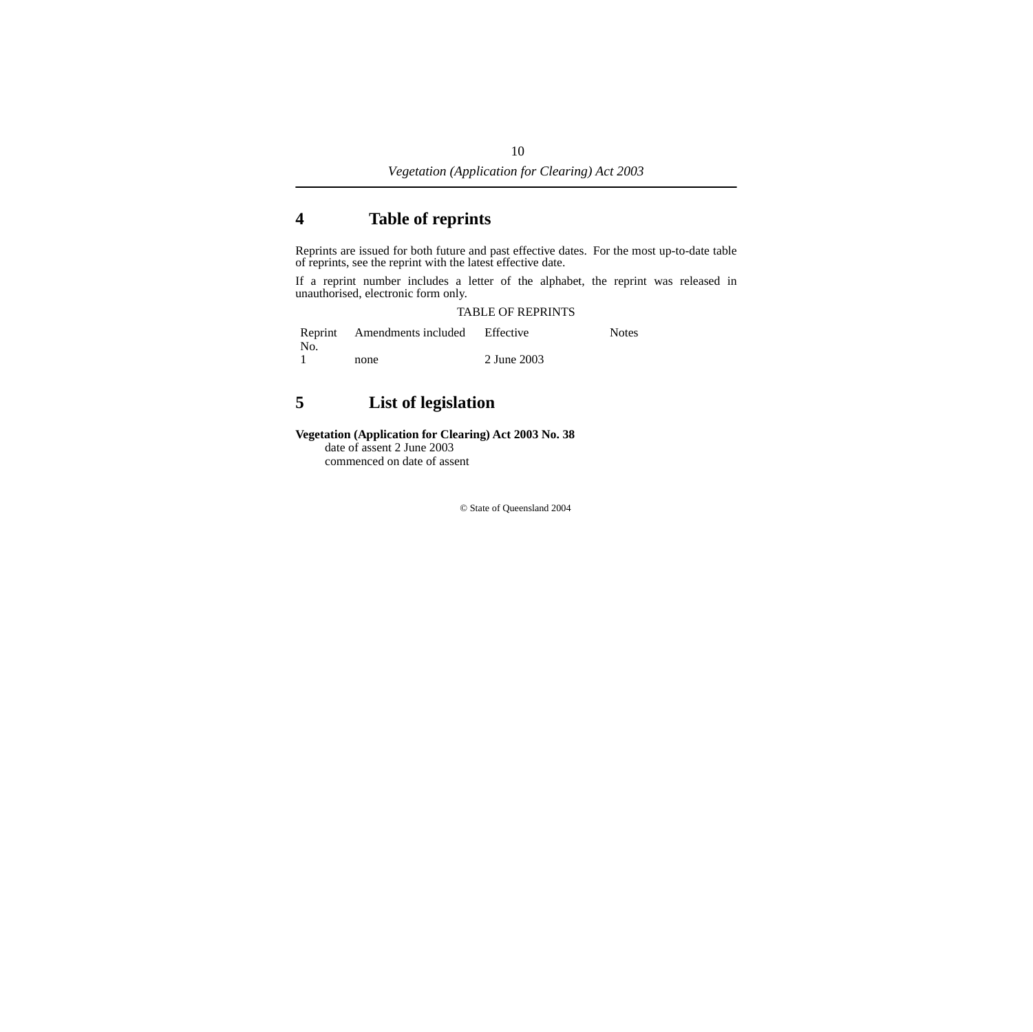## 4 Table of reprints

Reprints are issued for both future and past effective dates. For the most up-to-date table of reprints, see the reprint with the latest effective date.

If a reprint number includes a letter of the alphabet, the reprint was released in unauthorised, electronic form only.

TABLE OF REPRINTS

| Reprint No. | Amendments included | Effective | Notes |
|---|---|---|---|
| 1 | none | 2 June 2003 | |

## 5 List of legislation

**Vegetation (Application for Clearing) Act 2003 No. 38**
date of assent 2 June 2003
commenced on date of assent

© State of Queensland 2004